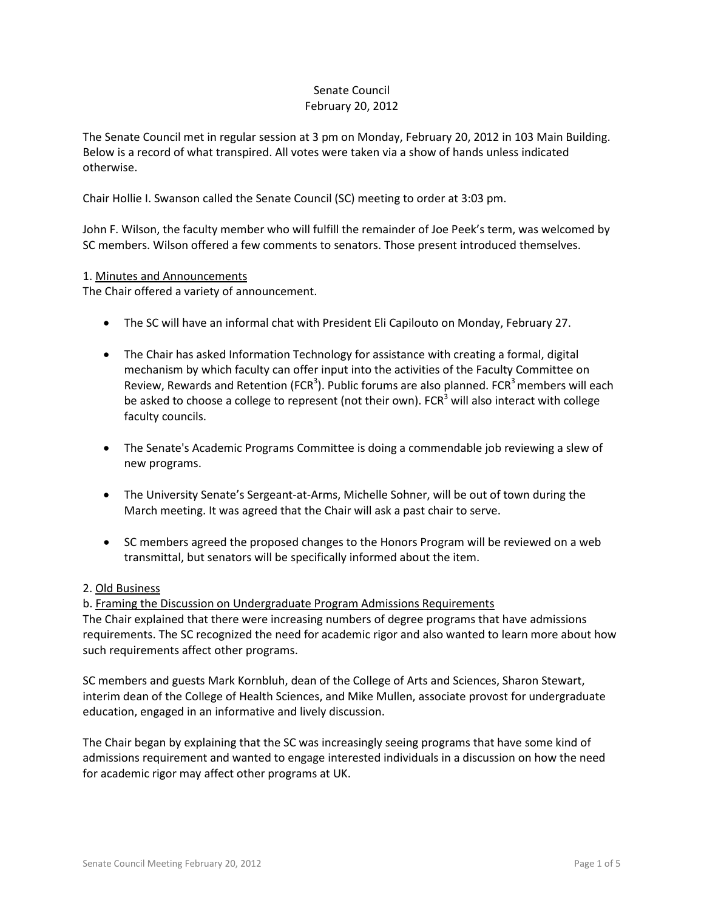Senate Council
February 20, 2012

The Senate Council met in regular session at 3 pm on Monday, February 20, 2012 in 103 Main Building. Below is a record of what transpired. All votes were taken via a show of hands unless indicated otherwise.

Chair Hollie I. Swanson called the Senate Council (SC) meeting to order at 3:03 pm.

John F. Wilson, the faculty member who will fulfill the remainder of Joe Peek's term, was welcomed by SC members. Wilson offered a few comments to senators. Those present introduced themselves.

1. Minutes and Announcements

The Chair offered a variety of announcement.

- The SC will have an informal chat with President Eli Capilouto on Monday, February 27.
- The Chair has asked Information Technology for assistance with creating a formal, digital mechanism by which faculty can offer input into the activities of the Faculty Committee on Review, Rewards and Retention ($FCR^3$). Public forums are also planned. $FCR^3$ members will each be asked to choose a college to represent (not their own). $FCR^3$ will also interact with college faculty councils.
- The Senate's Academic Programs Committee is doing a commendable job reviewing a slew of new programs.
- The University Senate's Sergeant-at-Arms, Michelle Sohner, will be out of town during the March meeting. It was agreed that the Chair will ask a past chair to serve.
- SC members agreed the proposed changes to the Honors Program will be reviewed on a web transmittal, but senators will be specifically informed about the item.

2. Old Business

b. Framing the Discussion on Undergraduate Program Admissions Requirements

The Chair explained that there were increasing numbers of degree programs that have admissions requirements. The SC recognized the need for academic rigor and also wanted to learn more about how such requirements affect other programs.

SC members and guests Mark Kornbluh, dean of the College of Arts and Sciences, Sharon Stewart, interim dean of the College of Health Sciences, and Mike Mullen, associate provost for undergraduate education, engaged in an informative and lively discussion.

The Chair began by explaining that the SC was increasingly seeing programs that have some kind of admissions requirement and wanted to engage interested individuals in a discussion on how the need for academic rigor may affect other programs at UK.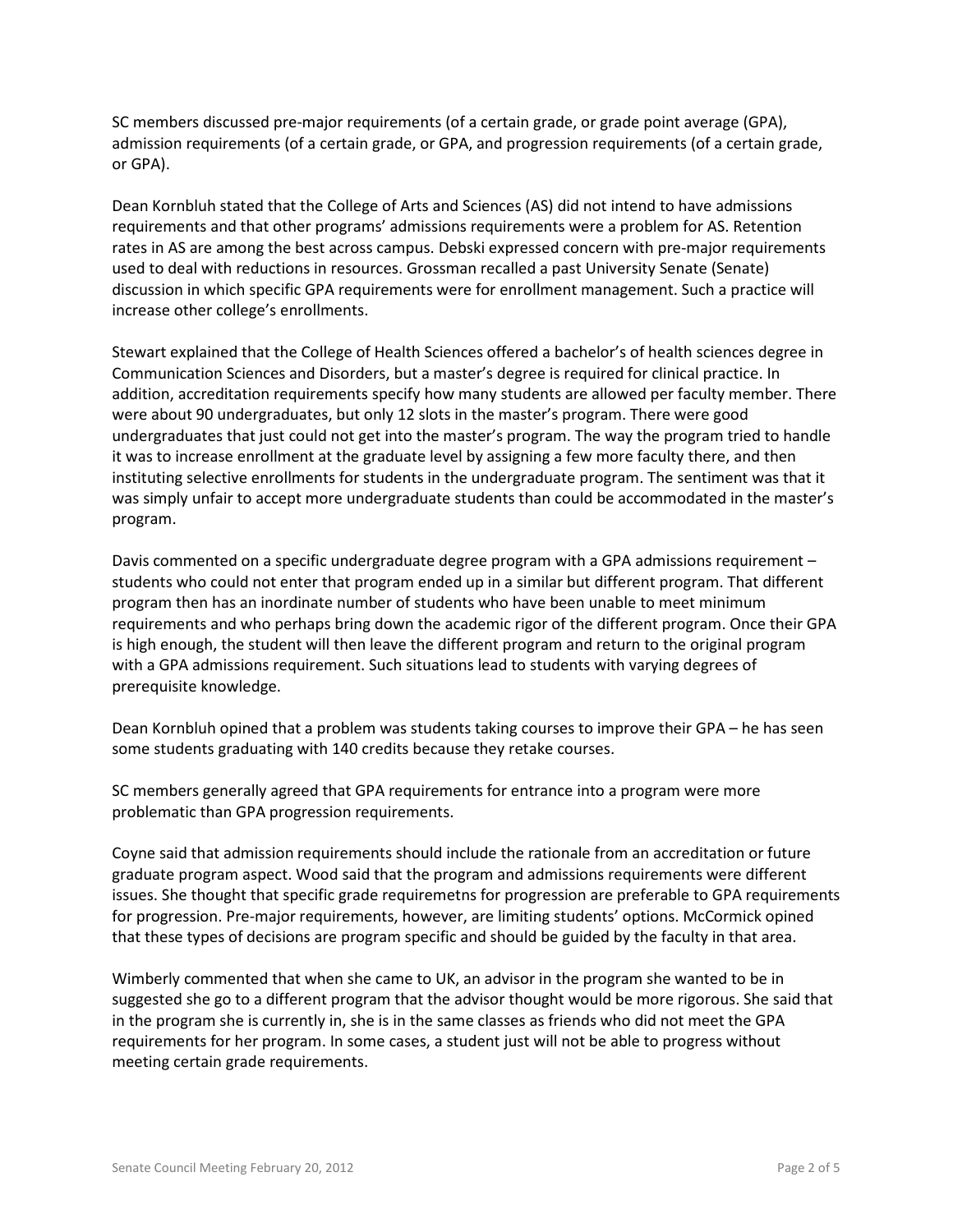SC members discussed pre-major requirements (of a certain grade, or grade point average (GPA), admission requirements (of a certain grade, or GPA, and progression requirements (of a certain grade, or GPA).

Dean Kornbluh stated that the College of Arts and Sciences (AS) did not intend to have admissions requirements and that other programs' admissions requirements were a problem for AS. Retention rates in AS are among the best across campus. Debski expressed concern with pre-major requirements used to deal with reductions in resources. Grossman recalled a past University Senate (Senate) discussion in which specific GPA requirements were for enrollment management. Such a practice will increase other college's enrollments.

Stewart explained that the College of Health Sciences offered a bachelor's of health sciences degree in Communication Sciences and Disorders, but a master's degree is required for clinical practice. In addition, accreditation requirements specify how many students are allowed per faculty member. There were about 90 undergraduates, but only 12 slots in the master's program. There were good undergraduates that just could not get into the master's program. The way the program tried to handle it was to increase enrollment at the graduate level by assigning a few more faculty there, and then instituting selective enrollments for students in the undergraduate program. The sentiment was that it was simply unfair to accept more undergraduate students than could be accommodated in the master's program.

Davis commented on a specific undergraduate degree program with a GPA admissions requirement – students who could not enter that program ended up in a similar but different program. That different program then has an inordinate number of students who have been unable to meet minimum requirements and who perhaps bring down the academic rigor of the different program. Once their GPA is high enough, the student will then leave the different program and return to the original program with a GPA admissions requirement. Such situations lead to students with varying degrees of prerequisite knowledge.

Dean Kornbluh opined that a problem was students taking courses to improve their GPA – he has seen some students graduating with 140 credits because they retake courses.

SC members generally agreed that GPA requirements for entrance into a program were more problematic than GPA progression requirements.

Coyne said that admission requirements should include the rationale from an accreditation or future graduate program aspect. Wood said that the program and admissions requirements were different issues. She thought that specific grade requiremetns for progression are preferable to GPA requirements for progression. Pre-major requirements, however, are limiting students' options. McCormick opined that these types of decisions are program specific and should be guided by the faculty in that area.

Wimberly commented that when she came to UK, an advisor in the program she wanted to be in suggested she go to a different program that the advisor thought would be more rigorous. She said that in the program she is currently in, she is in the same classes as friends who did not meet the GPA requirements for her program. In some cases, a student just will not be able to progress without meeting certain grade requirements.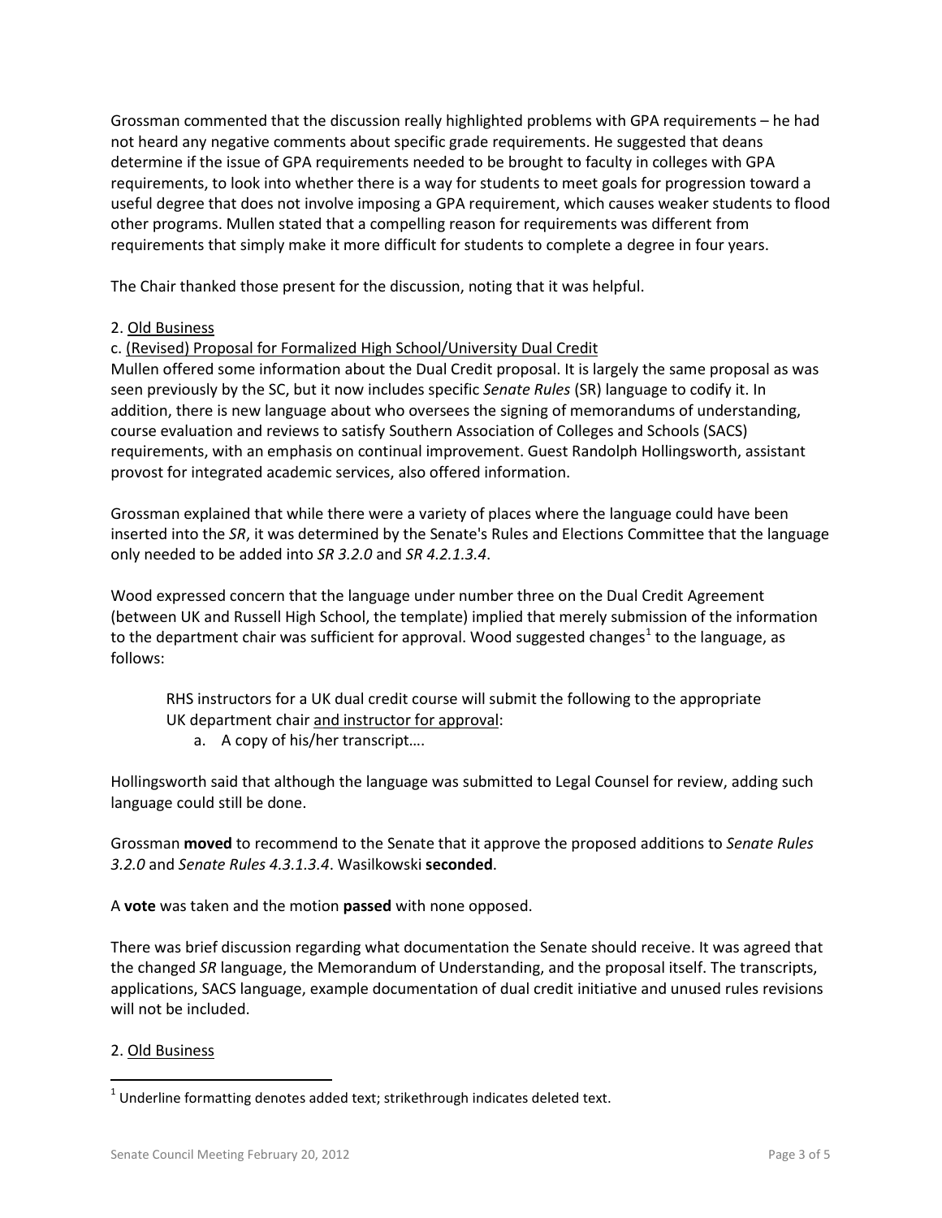Grossman commented that the discussion really highlighted problems with GPA requirements – he had not heard any negative comments about specific grade requirements. He suggested that deans determine if the issue of GPA requirements needed to be brought to faculty in colleges with GPA requirements, to look into whether there is a way for students to meet goals for progression toward a useful degree that does not involve imposing a GPA requirement, which causes weaker students to flood other programs. Mullen stated that a compelling reason for requirements was different from requirements that simply make it more difficult for students to complete a degree in four years.

The Chair thanked those present for the discussion, noting that it was helpful.

2. <u>Old Business</u>

c. <u>(Revised) Proposal for Formalized High School/University Dual Credit</u>

Mullen offered some information about the Dual Credit proposal. It is largely the same proposal as was seen previously by the SC, but it now includes specific *Senate Rules* (SR) language to codify it. In addition, there is new language about who oversees the signing of memorandums of understanding, course evaluation and reviews to satisfy Southern Association of Colleges and Schools (SACS) requirements, with an emphasis on continual improvement. Guest Randolph Hollingsworth, assistant provost for integrated academic services, also offered information.

Grossman explained that while there were a variety of places where the language could have been inserted into the *SR*, it was determined by the Senate's Rules and Elections Committee that the language only needed to be added into *SR 3.2.0* and *SR 4.2.1.3.4*.

Wood expressed concern that the language under number three on the Dual Credit Agreement (between UK and Russell High School, the template) implied that merely submission of the information to the department chair was sufficient for approval. Wood suggested changes[1] to the language, as follows:

> RHS instructors for a UK dual credit course will submit the following to the appropriate UK department chair <u>and instructor for approval</u>:
>
> a. A copy of his/her transcript….

Hollingsworth said that although the language was submitted to Legal Counsel for review, adding such language could still be done.

Grossman **moved** to recommend to the Senate that it approve the proposed additions to *Senate Rules 3.2.0* and *Senate Rules 4.3.1.3.4*. Wasilkowski **seconded**.

A **vote** was taken and the motion **passed** with none opposed.

There was brief discussion regarding what documentation the Senate should receive. It was agreed that the changed *SR* language, the Memorandum of Understanding, and the proposal itself. The transcripts, applications, SACS language, example documentation of dual credit initiative and unused rules revisions will not be included.

2. <u>Old Business</u>

[1] Underline formatting denotes added text; strikethrough indicates deleted text.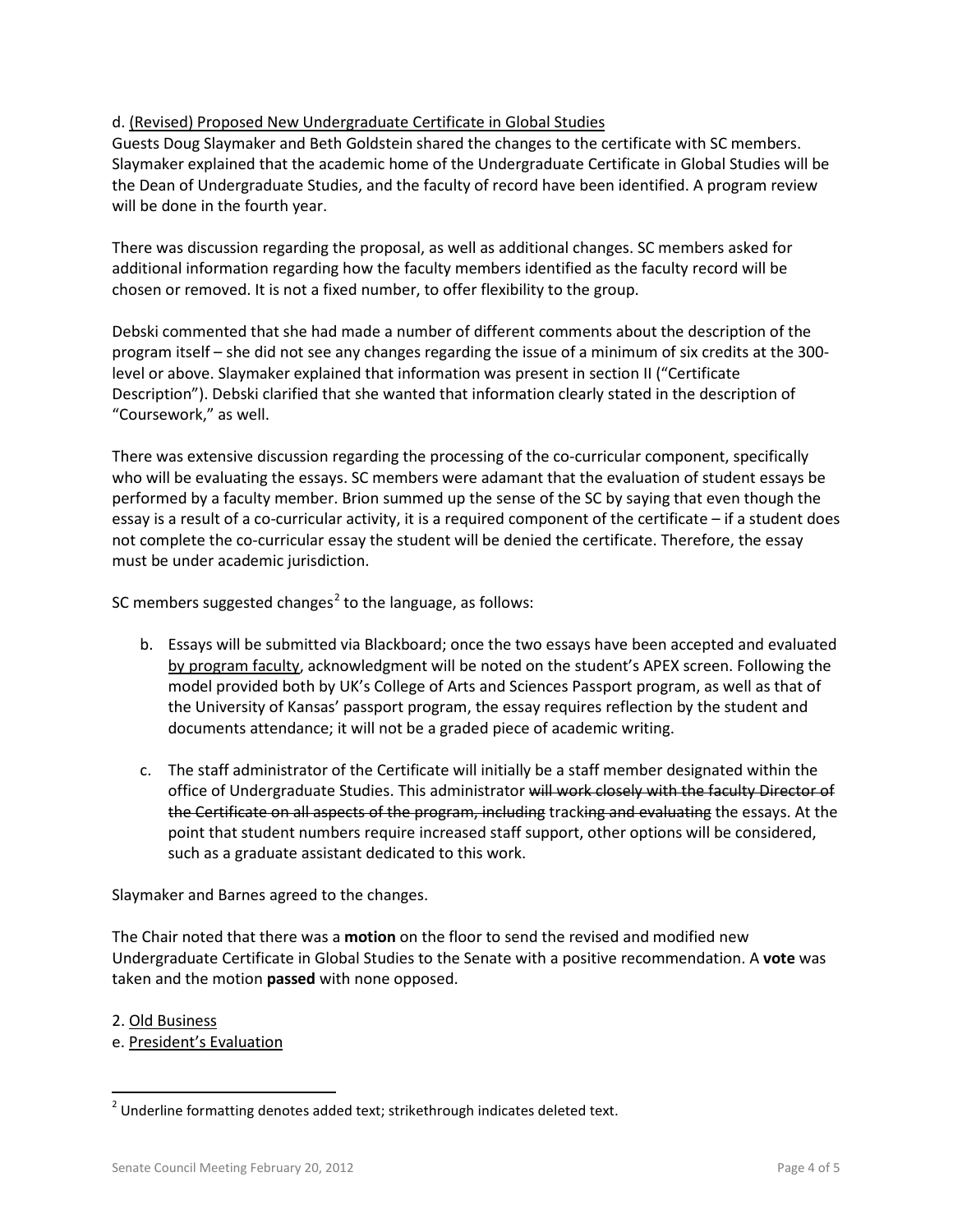d. <u>(Revised) Proposed New Undergraduate Certificate in Global Studies</u>

Guests Doug Slaymaker and Beth Goldstein shared the changes to the certificate with SC members. Slaymaker explained that the academic home of the Undergraduate Certificate in Global Studies will be the Dean of Undergraduate Studies, and the faculty of record have been identified. A program review will be done in the fourth year.

There was discussion regarding the proposal, as well as additional changes. SC members asked for additional information regarding how the faculty members identified as the faculty record will be chosen or removed. It is not a fixed number, to offer flexibility to the group.

Debski commented that she had made a number of different comments about the description of the program itself – she did not see any changes regarding the issue of a minimum of six credits at the 300-level or above. Slaymaker explained that information was present in section II ("Certificate Description"). Debski clarified that she wanted that information clearly stated in the description of "Coursework," as well.

There was extensive discussion regarding the processing of the co-curricular component, specifically who will be evaluating the essays. SC members were adamant that the evaluation of student essays be performed by a faculty member. Brion summed up the sense of the SC by saying that even though the essay is a result of a co-curricular activity, it is a required component of the certificate – if a student does not complete the co-curricular essay the student will be denied the certificate. Therefore, the essay must be under academic jurisdiction.

SC members suggested changes[2] to the language, as follows:

b. Essays will be submitted via Blackboard; once the two essays have been accepted and evaluated <u>by program faculty</u>, acknowledgment will be noted on the student's APEX screen. Following the model provided both by UK's College of Arts and Sciences Passport program, as well as that of the University of Kansas' passport program, the essay requires reflection by the student and documents attendance; it will not be a graded piece of academic writing.

c. The staff administrator of the Certificate will initially be a staff member designated within the office of Undergraduate Studies. This administrator ~~will work closely with the faculty Director of the Certificate on all aspects of the program, including~~ track~~ing and evaluating~~ the essays. At the point that student numbers require increased staff support, other options will be considered, such as a graduate assistant dedicated to this work.

Slaymaker and Barnes agreed to the changes.

The Chair noted that there was a **motion** on the floor to send the revised and modified new Undergraduate Certificate in Global Studies to the Senate with a positive recommendation. A **vote** was taken and the motion **passed** with none opposed.

2. <u>Old Business</u>

e. <u>President's Evaluation</u>

---

[2] Underline formatting denotes added text; strikethrough indicates deleted text.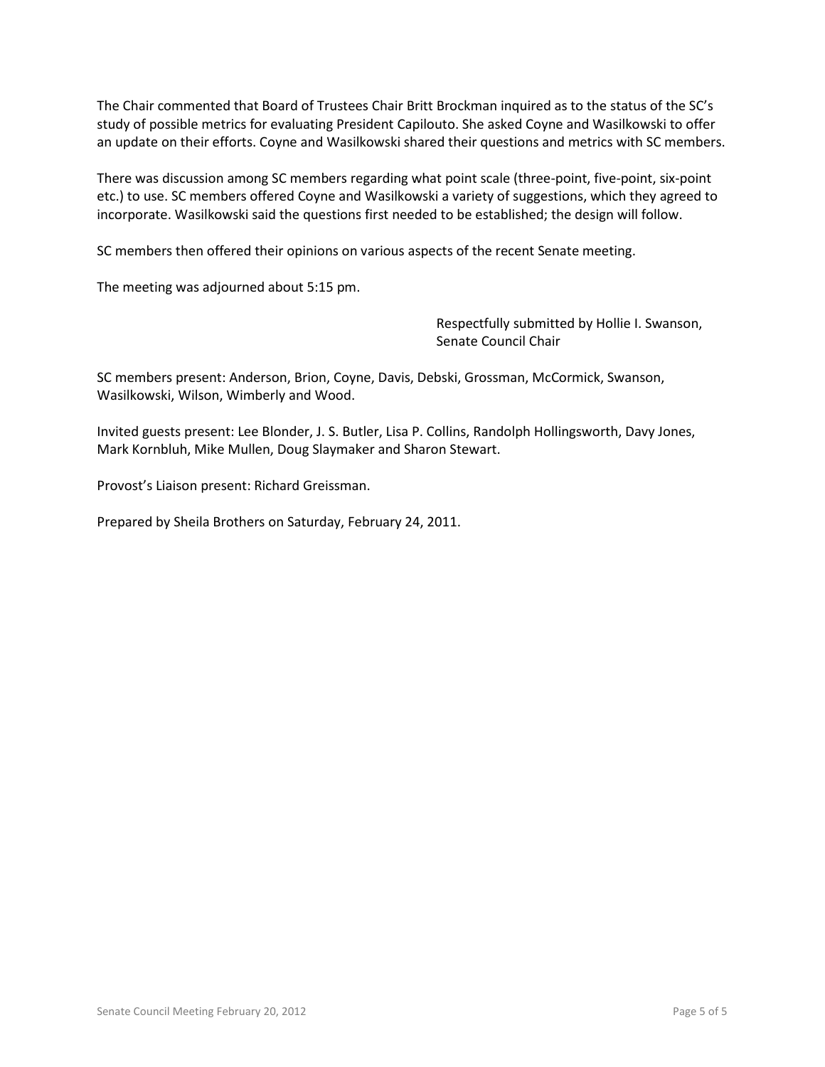The Chair commented that Board of Trustees Chair Britt Brockman inquired as to the status of the SC's study of possible metrics for evaluating President Capilouto. She asked Coyne and Wasilkowski to offer an update on their efforts. Coyne and Wasilkowski shared their questions and metrics with SC members.

There was discussion among SC members regarding what point scale (three-point, five-point, six-point etc.) to use. SC members offered Coyne and Wasilkowski a variety of suggestions, which they agreed to incorporate. Wasilkowski said the questions first needed to be established; the design will follow.

SC members then offered their opinions on various aspects of the recent Senate meeting.

The meeting was adjourned about 5:15 pm.

Respectfully submitted by Hollie I. Swanson,
Senate Council Chair

SC members present: Anderson, Brion, Coyne, Davis, Debski, Grossman, McCormick, Swanson, Wasilkowski, Wilson, Wimberly and Wood.

Invited guests present: Lee Blonder, J. S. Butler, Lisa P. Collins, Randolph Hollingsworth, Davy Jones, Mark Kornbluh, Mike Mullen, Doug Slaymaker and Sharon Stewart.

Provost's Liaison present: Richard Greissman.

Prepared by Sheila Brothers on Saturday, February 24, 2011.